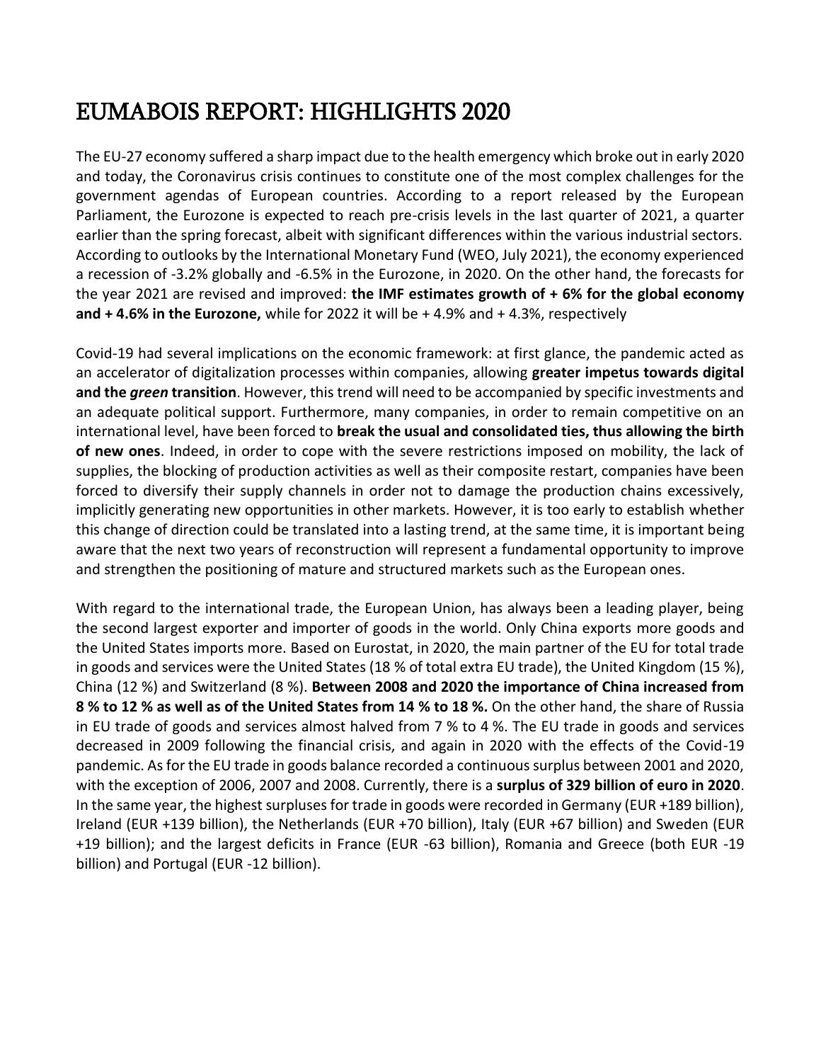# EUMABOIS REPORT: HIGHLIGHTS 2020

The EU-27 economy suffered a sharp impact due to the health emergency which broke out in early 2020 and today, the Coronavirus crisis continues to constitute one of the most complex challenges for the government agendas of European countries. According to a report released by the European Parliament, the Eurozone is expected to reach pre-crisis levels in the last quarter of 2021, a quarter earlier than the spring forecast, albeit with significant differences within the various industrial sectors. According to outlooks by the International Monetary Fund (WEO, July 2021), the economy experienced a recession of -3.2% globally and -6.5% in the Eurozone, in 2020. On the other hand, the forecasts for the year 2021 are revised and improved: **the IMF estimates growth of + 6% for the global economy and + 4.6% in the Eurozone,** while for 2022 it will be + 4.9% and + 4.3%, respectively

Covid-19 had several implications on the economic framework: at first glance, the pandemic acted as an accelerator of digitalization processes within companies, allowing **greater impetus towards digital and the *green* transition**. However, this trend will need to be accompanied by specific investments and an adequate political support. Furthermore, many companies, in order to remain competitive on an international level, have been forced to **break the usual and consolidated ties, thus allowing the birth of new ones**. Indeed, in order to cope with the severe restrictions imposed on mobility, the lack of supplies, the blocking of production activities as well as their composite restart, companies have been forced to diversify their supply channels in order not to damage the production chains excessively, implicitly generating new opportunities in other markets. However, it is too early to establish whether this change of direction could be translated into a lasting trend, at the same time, it is important being aware that the next two years of reconstruction will represent a fundamental opportunity to improve and strengthen the positioning of mature and structured markets such as the European ones.

With regard to the international trade, the European Union, has always been a leading player, being the second largest exporter and importer of goods in the world. Only China exports more goods and the United States imports more. Based on Eurostat, in 2020, the main partner of the EU for total trade in goods and services were the United States (18 % of total extra EU trade), the United Kingdom (15 %), China (12 %) and Switzerland (8 %). **Between 2008 and 2020 the importance of China increased from 8 % to 12 % as well as of the United States from 14 % to 18 %.** On the other hand, the share of Russia in EU trade of goods and services almost halved from 7 % to 4 %. The EU trade in goods and services decreased in 2009 following the financial crisis, and again in 2020 with the effects of the Covid-19 pandemic. As for the EU trade in goods balance recorded a continuous surplus between 2001 and 2020, with the exception of 2006, 2007 and 2008. Currently, there is a **surplus of 329 billion of euro in 2020**. In the same year, the highest surpluses for trade in goods were recorded in Germany (EUR +189 billion), Ireland (EUR +139 billion), the Netherlands (EUR +70 billion), Italy (EUR +67 billion) and Sweden (EUR +19 billion); and the largest deficits in France (EUR -63 billion), Romania and Greece (both EUR -19 billion) and Portugal (EUR -12 billion).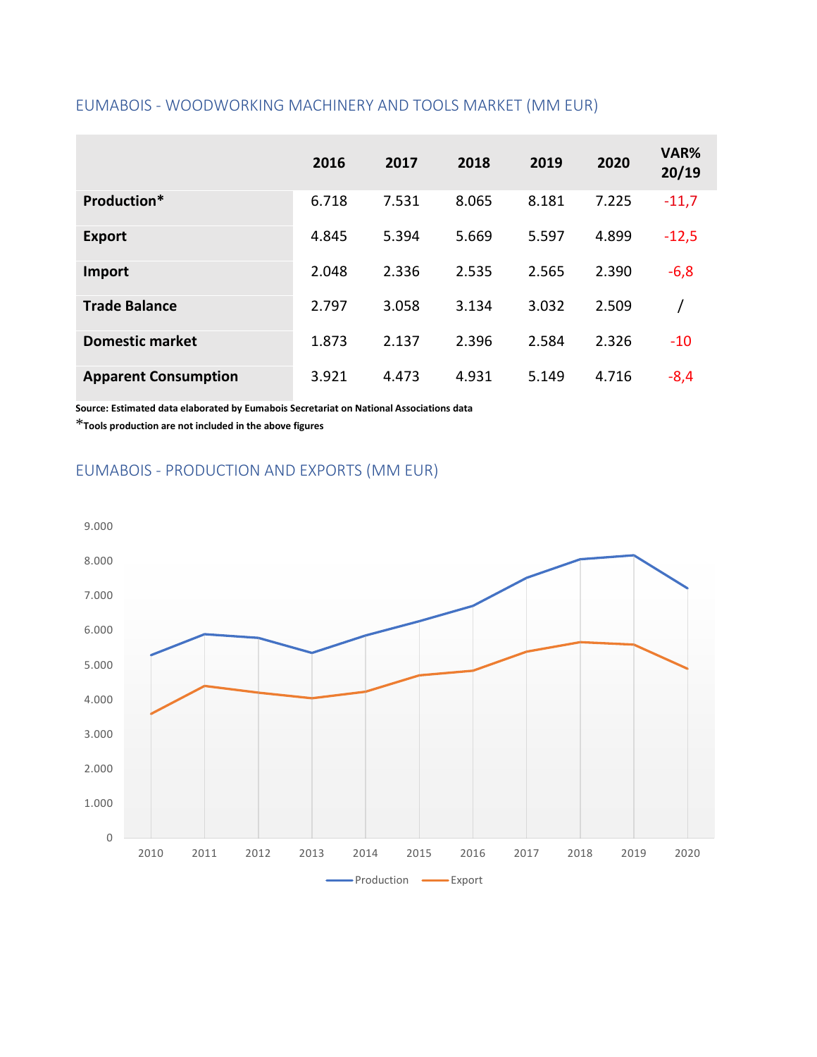## EUMABOIS - WOODWORKING MACHINERY AND TOOLS MARKET (MM EUR)

| | 2016 | 2017 | 2018 | 2019 | 2020 | VAR% 20/19 |
|---|---|---|---|---|---|---|
| **Production*** | 6.718 | 7.531 | 8.065 | 8.181 | 7.225 | -11,7 |
| **Export** | 4.845 | 5.394 | 5.669 | 5.597 | 4.899 | -12,5 |
| **Import** | 2.048 | 2.336 | 2.535 | 2.565 | 2.390 | -6,8 |
| **Trade Balance** | 2.797 | 3.058 | 3.134 | 3.032 | 2.509 | / |
| **Domestic market** | 1.873 | 2.137 | 2.396 | 2.584 | 2.326 | -10 |
| **Apparent Consumption** | 3.921 | 4.473 | 4.931 | 5.149 | 4.716 | -8,4 |

**Source: Estimated data elaborated by Eumabois Secretariat on National Associations data**

***Tools production are not included in the above figures**

## EUMABOIS - PRODUCTION AND EXPORTS (MM EUR)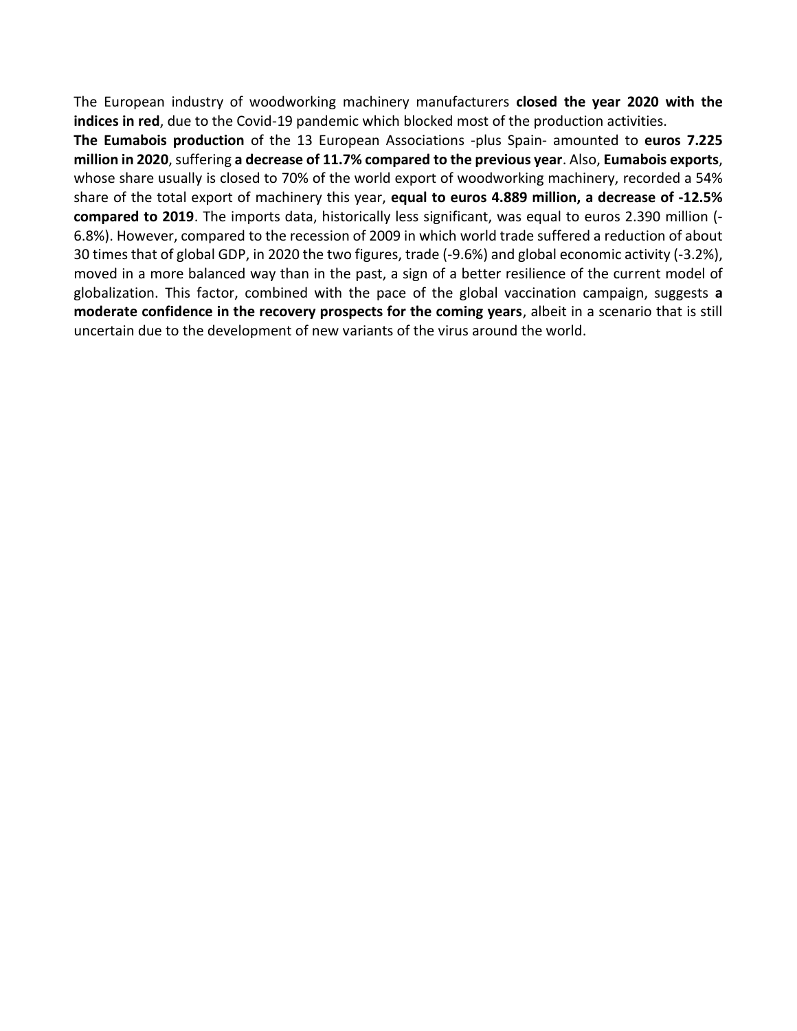The European industry of woodworking machinery manufacturers **closed the year 2020 with the indices in red**, due to the Covid-19 pandemic which blocked most of the production activities.

**The Eumabois production** of the 13 European Associations -plus Spain- amounted to **euros 7.225 million in 2020**, suffering **a decrease of 11.7% compared to the previous year**. Also, **Eumabois exports**, whose share usually is closed to 70% of the world export of woodworking machinery, recorded a 54% share of the total export of machinery this year, **equal to euros 4.889 million, a decrease of -12.5% compared to 2019**. The imports data, historically less significant, was equal to euros 2.390 million (-6.8%). However, compared to the recession of 2009 in which world trade suffered a reduction of about 30 times that of global GDP, in 2020 the two figures, trade (-9.6%) and global economic activity (-3.2%), moved in a more balanced way than in the past, a sign of a better resilience of the current model of globalization. This factor, combined with the pace of the global vaccination campaign, suggests **a moderate confidence in the recovery prospects for the coming years**, albeit in a scenario that is still uncertain due to the development of new variants of the virus around the world.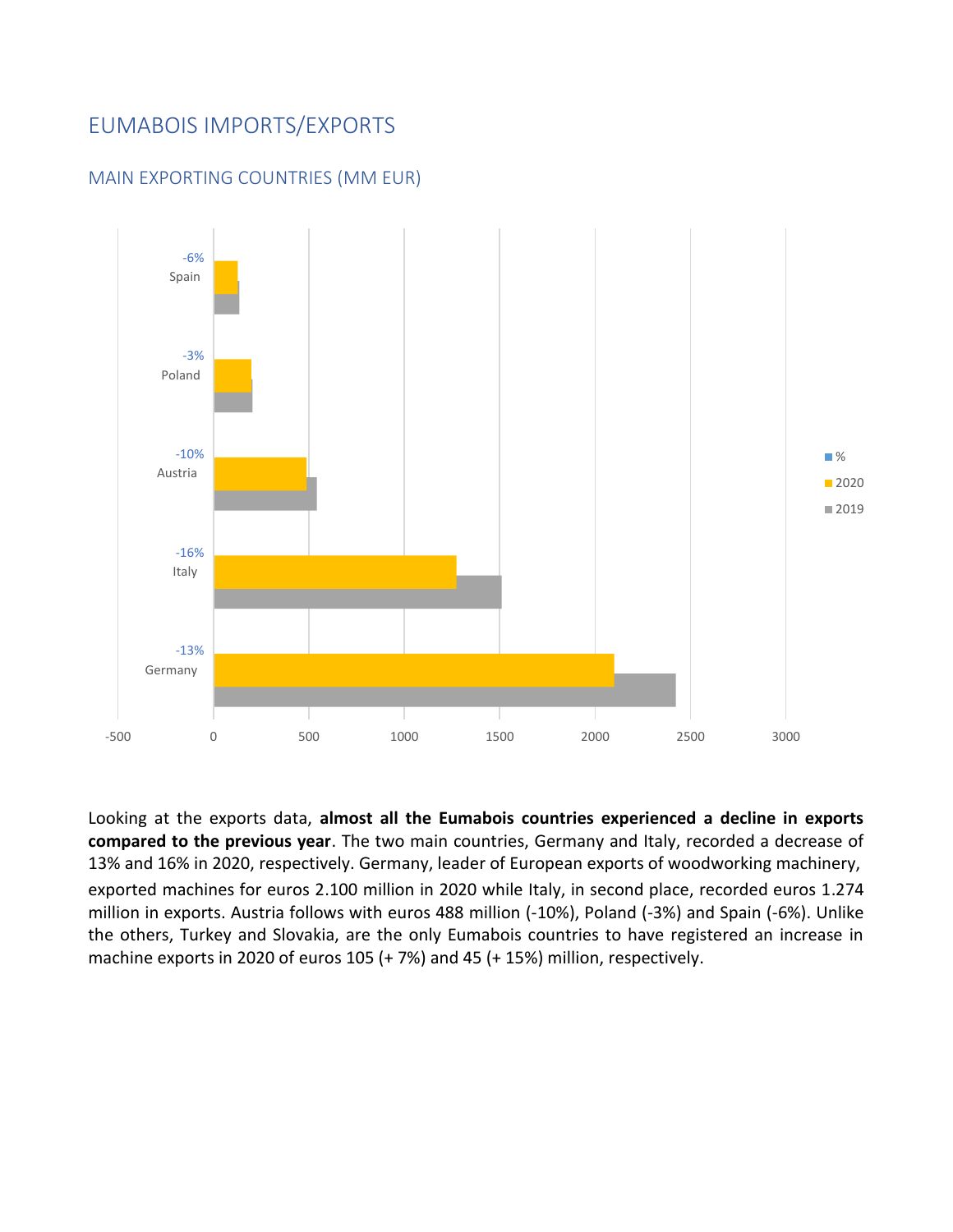# EUMABOIS IMPORTS/EXPORTS

## MAIN EXPORTING COUNTRIES (MM EUR)

| Country | % | 2020 | 2019 |
|---|---|---|---|
| Spain | -6% | | |
| Poland | -3% | | |
| Austria | -10% | | |
| Italy | -16% | | |
| Germany | -13% | | |

Looking at the exports data, **almost all the Eumabois countries experienced a decline in exports compared to the previous year**. The two main countries, Germany and Italy, recorded a decrease of 13% and 16% in 2020, respectively. Germany, leader of European exports of woodworking machinery, exported machines for euros 2.100 million in 2020 while Italy, in second place, recorded euros 1.274 million in exports. Austria follows with euros 488 million (-10%), Poland (-3%) and Spain (-6%). Unlike the others, Turkey and Slovakia, are the only Eumabois countries to have registered an increase in machine exports in 2020 of euros 105 (+ 7%) and 45 (+ 15%) million, respectively.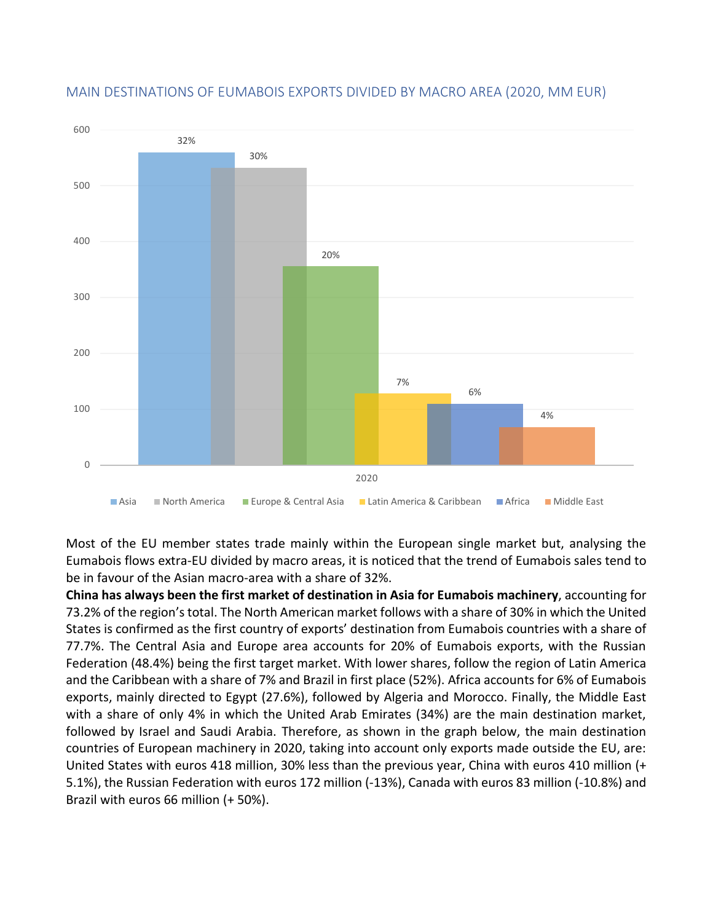MAIN DESTINATIONS OF EUMABOIS EXPORTS DIVIDED BY MACRO AREA (2020, MM EUR)

| Macro area | Share (2020) |
| --- | --- |
| Asia | 32% |
| North America | 30% |
| Europe & Central Asia | 20% |
| Latin America & Caribbean | 7% |
| Africa | 6% |
| Middle East | 4% |

Most of the EU member states trade mainly within the European single market but, analysing the Eumabois flows extra-EU divided by macro areas, it is noticed that the trend of Eumabois sales tend to be in favour of the Asian macro-area with a share of 32%.

**China has always been the first market of destination in Asia for Eumabois machinery**, accounting for 73.2% of the region's total. The North American market follows with a share of 30% in which the United States is confirmed as the first country of exports' destination from Eumabois countries with a share of 77.7%. The Central Asia and Europe area accounts for 20% of Eumabois exports, with the Russian Federation (48.4%) being the first target market. With lower shares, follow the region of Latin America and the Caribbean with a share of 7% and Brazil in first place (52%). Africa accounts for 6% of Eumabois exports, mainly directed to Egypt (27.6%), followed by Algeria and Morocco. Finally, the Middle East with a share of only 4% in which the United Arab Emirates (34%) are the main destination market, followed by Israel and Saudi Arabia. Therefore, as shown in the graph below, the main destination countries of European machinery in 2020, taking into account only exports made outside the EU, are: United States with euros 418 million, 30% less than the previous year, China with euros 410 million (+ 5.1%), the Russian Federation with euros 172 million (-13%), Canada with euros 83 million (-10.8%) and Brazil with euros 66 million (+ 50%).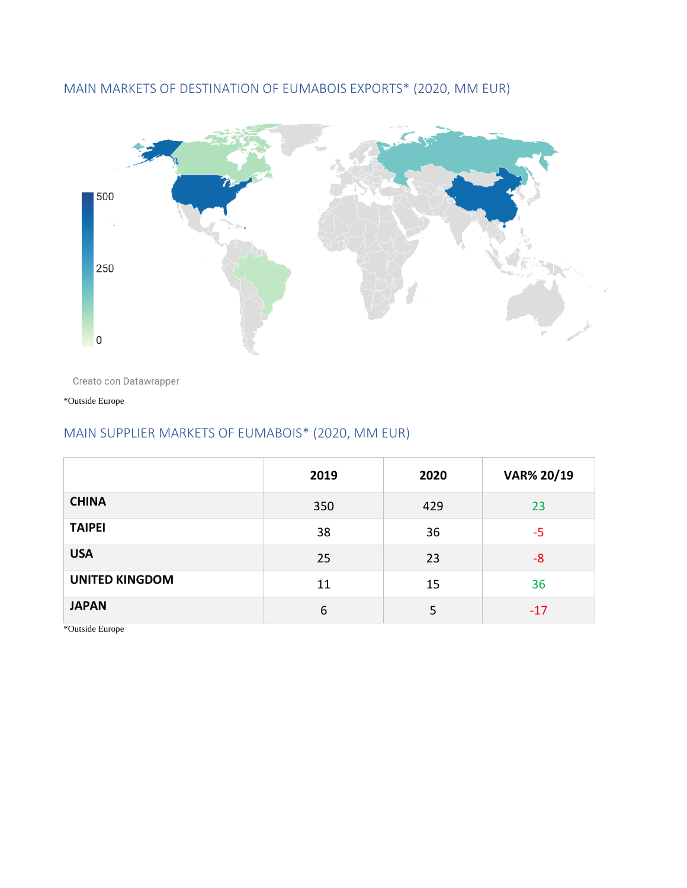## MAIN MARKETS OF DESTINATION OF EUMABOIS EXPORTS* (2020, MM EUR)

500

250

0

Creato con Datawrapper

*Outside Europe

## MAIN SUPPLIER MARKETS OF EUMABOIS* (2020, MM EUR)

| | 2019 | 2020 | VAR% 20/19 |
|---|---|---|---|
| **CHINA** | 350 | 429 | 23 |
| **TAIPEI** | 38 | 36 | -5 |
| **USA** | 25 | 23 | -8 |
| **UNITED KINGDOM** | 11 | 15 | 36 |
| **JAPAN** | 6 | 5 | -17 |

*Outside Europe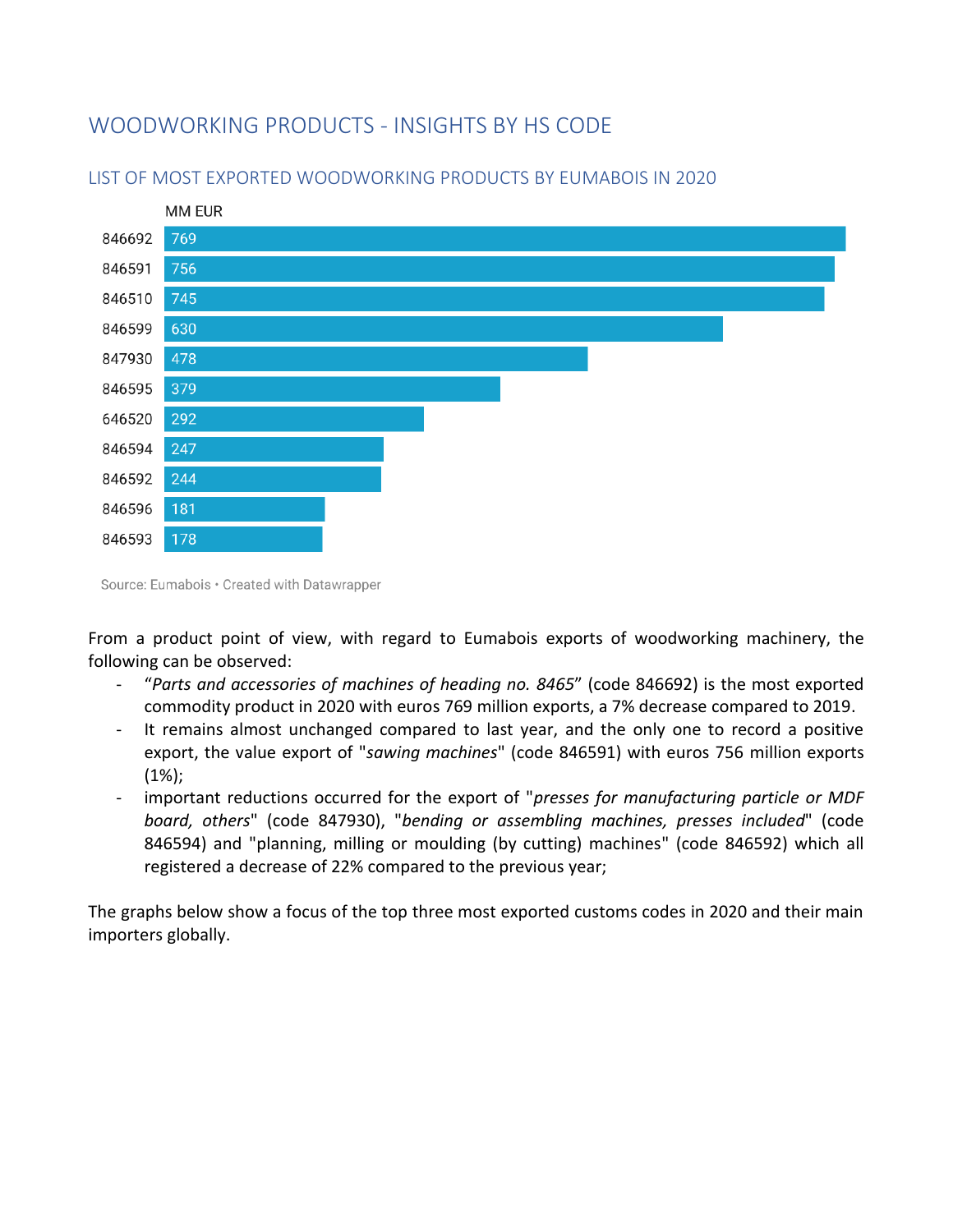# WOODWORKING PRODUCTS - INSIGHTS BY HS CODE

## LIST OF MOST EXPORTED WOODWORKING PRODUCTS BY EUMABOIS IN 2020

| HS Code | MM EUR |
|---|---|
| 846692 | 769 |
| 846591 | 756 |
| 846510 | 745 |
| 846599 | 630 |
| 847930 | 478 |
| 846595 | 379 |
| 646520 | 292 |
| 846594 | 247 |
| 846592 | 244 |
| 846596 | 181 |
| 846593 | 178 |

Source: Eumabois • Created with Datawrapper

From a product point of view, with regard to Eumabois exports of woodworking machinery, the following can be observed:

- "*Parts and accessories of machines of heading no. 8465*" (code 846692) is the most exported commodity product in 2020 with euros 769 million exports, a 7% decrease compared to 2019.
- It remains almost unchanged compared to last year, and the only one to record a positive export, the value export of "*sawing machines*" (code 846591) with euros 756 million exports (1%);
- important reductions occurred for the export of "*presses for manufacturing particle or MDF board, others*" (code 847930), "*bending or assembling machines, presses included*" (code 846594) and "planning, milling or moulding (by cutting) machines" (code 846592) which all registered a decrease of 22% compared to the previous year;

The graphs below show a focus of the top three most exported customs codes in 2020 and their main importers globally.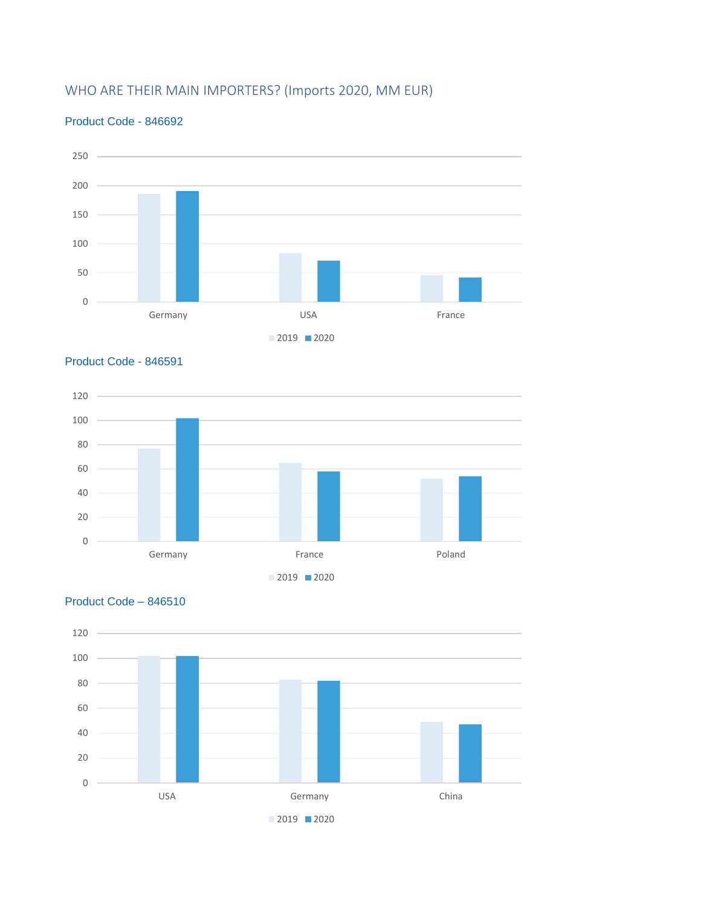## WHO ARE THEIR MAIN IMPORTERS? (Imports 2020, MM EUR)

### Product Code - 846692

250
200
150
100
50
0

Germany USA France

2019 2020

### Product Code - 846591

120
100
80
60
40
20
0

Germany France Poland

2019 2020

### Product Code – 846510

120
100
80
60
40
20
0

USA Germany China

2019 2020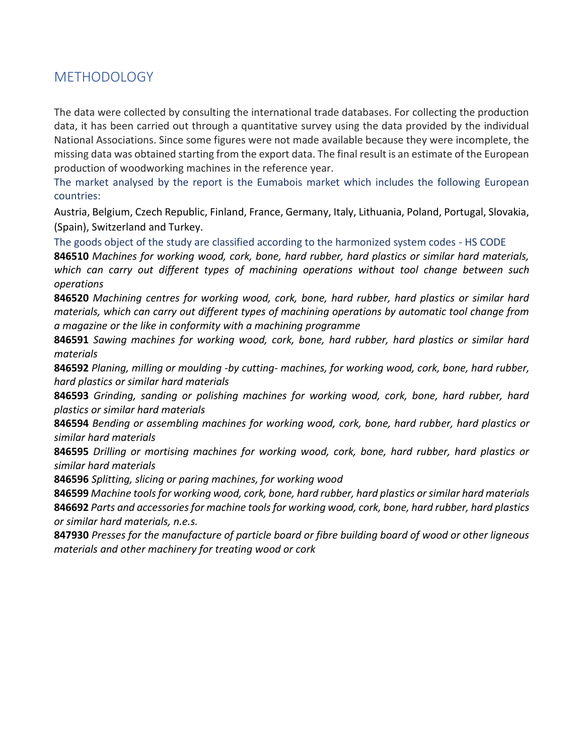# METHODOLOGY

The data were collected by consulting the international trade databases. For collecting the production data, it has been carried out through a quantitative survey using the data provided by the individual National Associations. Since some figures were not made available because they were incomplete, the missing data was obtained starting from the export data. The final result is an estimate of the European production of woodworking machines in the reference year.

The market analysed by the report is the Eumabois market which includes the following European countries:

Austria, Belgium, Czech Republic, Finland, France, Germany, Italy, Lithuania, Poland, Portugal, Slovakia, (Spain), Switzerland and Turkey.

The goods object of the study are classified according to the harmonized system codes - HS CODE

**846510** *Machines for working wood, cork, bone, hard rubber, hard plastics or similar hard materials, which can carry out different types of machining operations without tool change between such operations*

**846520** *Machining centres for working wood, cork, bone, hard rubber, hard plastics or similar hard materials, which can carry out different types of machining operations by automatic tool change from a magazine or the like in conformity with a machining programme*

**846591** *Sawing machines for working wood, cork, bone, hard rubber, hard plastics or similar hard materials*

**846592** *Planing, milling or moulding -by cutting- machines, for working wood, cork, bone, hard rubber, hard plastics or similar hard materials*

**846593** *Grinding, sanding or polishing machines for working wood, cork, bone, hard rubber, hard plastics or similar hard materials*

**846594** *Bending or assembling machines for working wood, cork, bone, hard rubber, hard plastics or similar hard materials*

**846595** *Drilling or mortising machines for working wood, cork, bone, hard rubber, hard plastics or similar hard materials*

**846596** *Splitting, slicing or paring machines, for working wood*

**846599** *Machine tools for working wood, cork, bone, hard rubber, hard plastics or similar hard materials*

**846692** *Parts and accessories for machine tools for working wood, cork, bone, hard rubber, hard plastics or similar hard materials, n.e.s.*

**847930** *Presses for the manufacture of particle board or fibre building board of wood or other ligneous materials and other machinery for treating wood or cork*